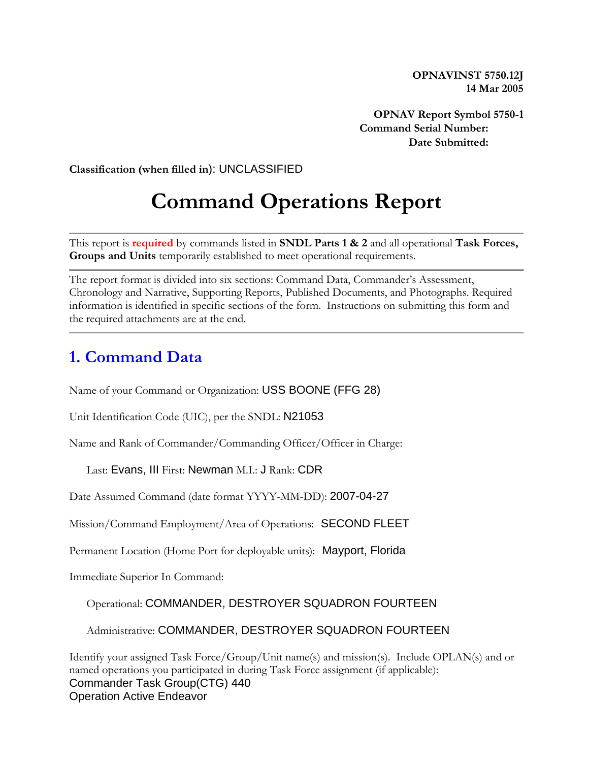**OPNAVINST 5750.12J**
**14 Mar 2005**

**OPNAV Report Symbol 5750-1**
**Command Serial Number:**
**Date Submitted:**

**Classification (when filled in)**: UNCLASSIFIED

# Command Operations Report

This report is **required** by commands listed in **SNDL Parts 1 & 2** and all operational **Task Forces, Groups and Units** temporarily established to meet operational requirements.

The report format is divided into six sections: Command Data, Commander's Assessment, Chronology and Narrative, Supporting Reports, Published Documents, and Photographs. Required information is identified in specific sections of the form. Instructions on submitting this form and the required attachments are at the end.

## 1. Command Data

Name of your Command or Organization: USS BOONE (FFG 28)

Unit Identification Code (UIC), per the SNDL: N21053

Name and Rank of Commander/Commanding Officer/Officer in Charge:

Last: Evans, III First: Newman M.I.: J Rank: CDR

Date Assumed Command (date format YYYY-MM-DD): 2007-04-27

Mission/Command Employment/Area of Operations: SECOND FLEET

Permanent Location (Home Port for deployable units): Mayport, Florida

Immediate Superior In Command:

Operational: COMMANDER, DESTROYER SQUADRON FOURTEEN

Administrative: COMMANDER, DESTROYER SQUADRON FOURTEEN

Identify your assigned Task Force/Group/Unit name(s) and mission(s). Include OPLAN(s) and or named operations you participated in during Task Force assignment (if applicable):
Commander Task Group(CTG) 440
Operation Active Endeavor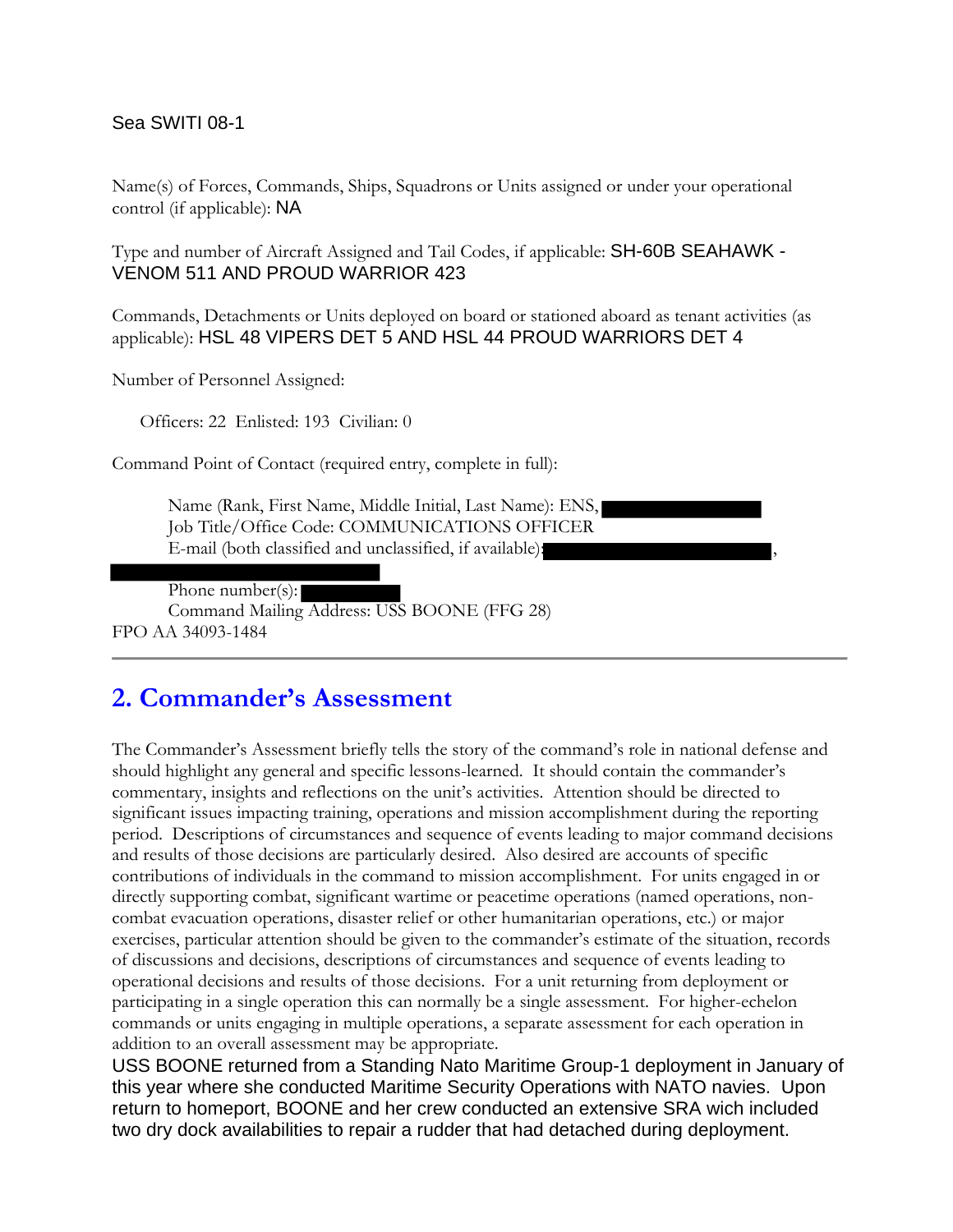Sea SWITI 08-1

Name(s) of Forces, Commands, Ships, Squadrons or Units assigned or under your operational control (if applicable): NA

Type and number of Aircraft Assigned and Tail Codes, if applicable: SH-60B SEAHAWK - VENOM 511 AND PROUD WARRIOR 423

Commands, Detachments or Units deployed on board or stationed aboard as tenant activities (as applicable): HSL 48 VIPERS DET 5 AND HSL 44 PROUD WARRIORS DET 4

Number of Personnel Assigned:

Officers: 22 Enlisted: 193 Civilian: 0

Command Point of Contact (required entry, complete in full):

Name (Rank, First Name, Middle Initial, Last Name): ENS, [REDACTED]
Job Title/Office Code: COMMUNICATIONS OFFICER
E-mail (both classified and unclassified, if available): [REDACTED], [REDACTED]

Phone number(s): [REDACTED]
Command Mailing Address: USS BOONE (FFG 28)
FPO AA 34093-1484

---

## 2. Commander's Assessment

The Commander's Assessment briefly tells the story of the command's role in national defense and should highlight any general and specific lessons-learned. It should contain the commander's commentary, insights and reflections on the unit's activities. Attention should be directed to significant issues impacting training, operations and mission accomplishment during the reporting period. Descriptions of circumstances and sequence of events leading to major command decisions and results of those decisions are particularly desired. Also desired are accounts of specific contributions of individuals in the command to mission accomplishment. For units engaged in or directly supporting combat, significant wartime or peacetime operations (named operations, non-combat evacuation operations, disaster relief or other humanitarian operations, etc.) or major exercises, particular attention should be given to the commander's estimate of the situation, records of discussions and decisions, descriptions of circumstances and sequence of events leading to operational decisions and results of those decisions. For a unit returning from deployment or participating in a single operation this can normally be a single assessment. For higher-echelon commands or units engaging in multiple operations, a separate assessment for each operation in addition to an overall assessment may be appropriate.

USS BOONE returned from a Standing Nato Maritime Group-1 deployment in January of this year where she conducted Maritime Security Operations with NATO navies. Upon return to homeport, BOONE and her crew conducted an extensive SRA wich included two dry dock availabilities to repair a rudder that had detached during deployment.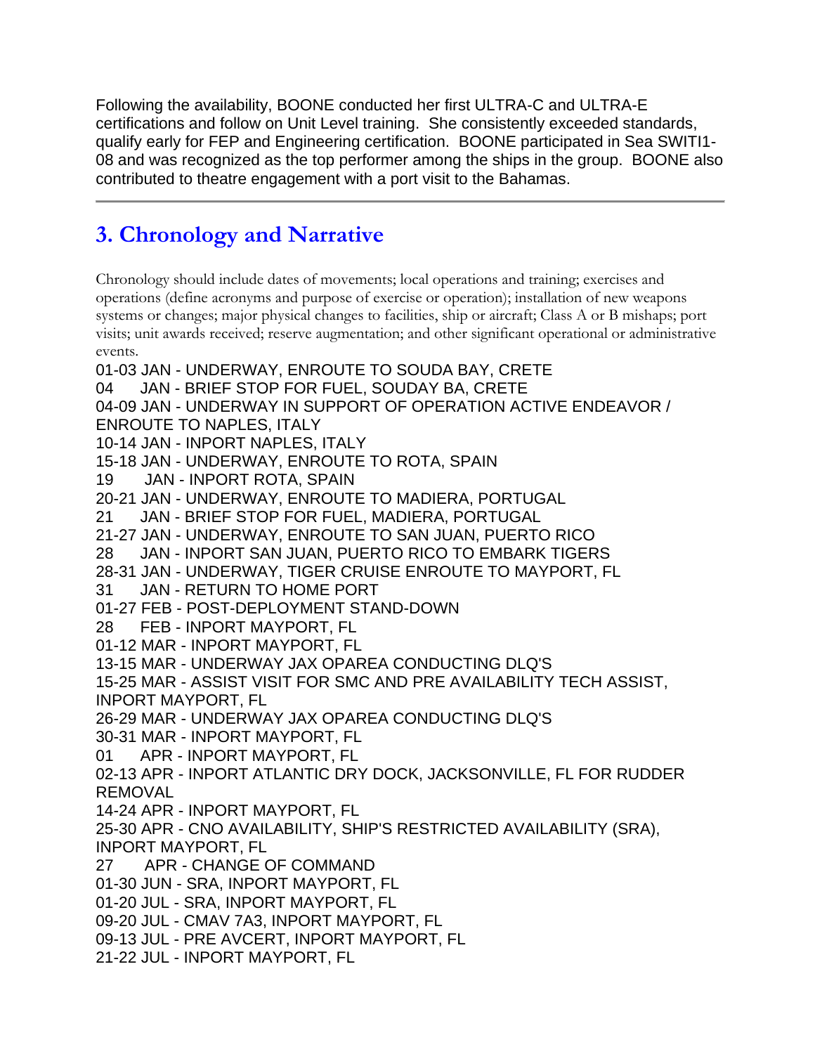Following the availability, BOONE conducted her first ULTRA-C and ULTRA-E certifications and follow on Unit Level training. She consistently exceeded standards, qualify early for FEP and Engineering certification. BOONE participated in Sea SWITI1-08 and was recognized as the top performer among the ships in the group. BOONE also contributed to theatre engagement with a port visit to the Bahamas.

---

## 3. Chronology and Narrative

Chronology should include dates of movements; local operations and training; exercises and operations (define acronyms and purpose of exercise or operation); installation of new weapons systems or changes; major physical changes to facilities, ship or aircraft; Class A or B mishaps; port visits; unit awards received; reserve augmentation; and other significant operational or administrative events.

01-03 JAN - UNDERWAY, ENROUTE TO SOUDA BAY, CRETE
04 JAN - BRIEF STOP FOR FUEL, SOUDAY BA, CRETE
04-09 JAN - UNDERWAY IN SUPPORT OF OPERATION ACTIVE ENDEAVOR / ENROUTE TO NAPLES, ITALY
10-14 JAN - INPORT NAPLES, ITALY
15-18 JAN - UNDERWAY, ENROUTE TO ROTA, SPAIN
19 JAN - INPORT ROTA, SPAIN
20-21 JAN - UNDERWAY, ENROUTE TO MADIERA, PORTUGAL
21 JAN - BRIEF STOP FOR FUEL, MADIERA, PORTUGAL
21-27 JAN - UNDERWAY, ENROUTE TO SAN JUAN, PUERTO RICO
28 JAN - INPORT SAN JUAN, PUERTO RICO TO EMBARK TIGERS
28-31 JAN - UNDERWAY, TIGER CRUISE ENROUTE TO MAYPORT, FL
31 JAN - RETURN TO HOME PORT
01-27 FEB - POST-DEPLOYMENT STAND-DOWN
28 FEB - INPORT MAYPORT, FL
01-12 MAR - INPORT MAYPORT, FL
13-15 MAR - UNDERWAY JAX OPAREA CONDUCTING DLQ'S
15-25 MAR - ASSIST VISIT FOR SMC AND PRE AVAILABILITY TECH ASSIST, INPORT MAYPORT, FL
26-29 MAR - UNDERWAY JAX OPAREA CONDUCTING DLQ'S
30-31 MAR - INPORT MAYPORT, FL
01 APR - INPORT MAYPORT, FL
02-13 APR - INPORT ATLANTIC DRY DOCK, JACKSONVILLE, FL FOR RUDDER REMOVAL
14-24 APR - INPORT MAYPORT, FL
25-30 APR - CNO AVAILABILITY, SHIP'S RESTRICTED AVAILABILITY (SRA), INPORT MAYPORT, FL
27 APR - CHANGE OF COMMAND
01-30 JUN - SRA, INPORT MAYPORT, FL
01-20 JUL - SRA, INPORT MAYPORT, FL
09-20 JUL - CMAV 7A3, INPORT MAYPORT, FL
09-13 JUL - PRE AVCERT, INPORT MAYPORT, FL
21-22 JUL - INPORT MAYPORT, FL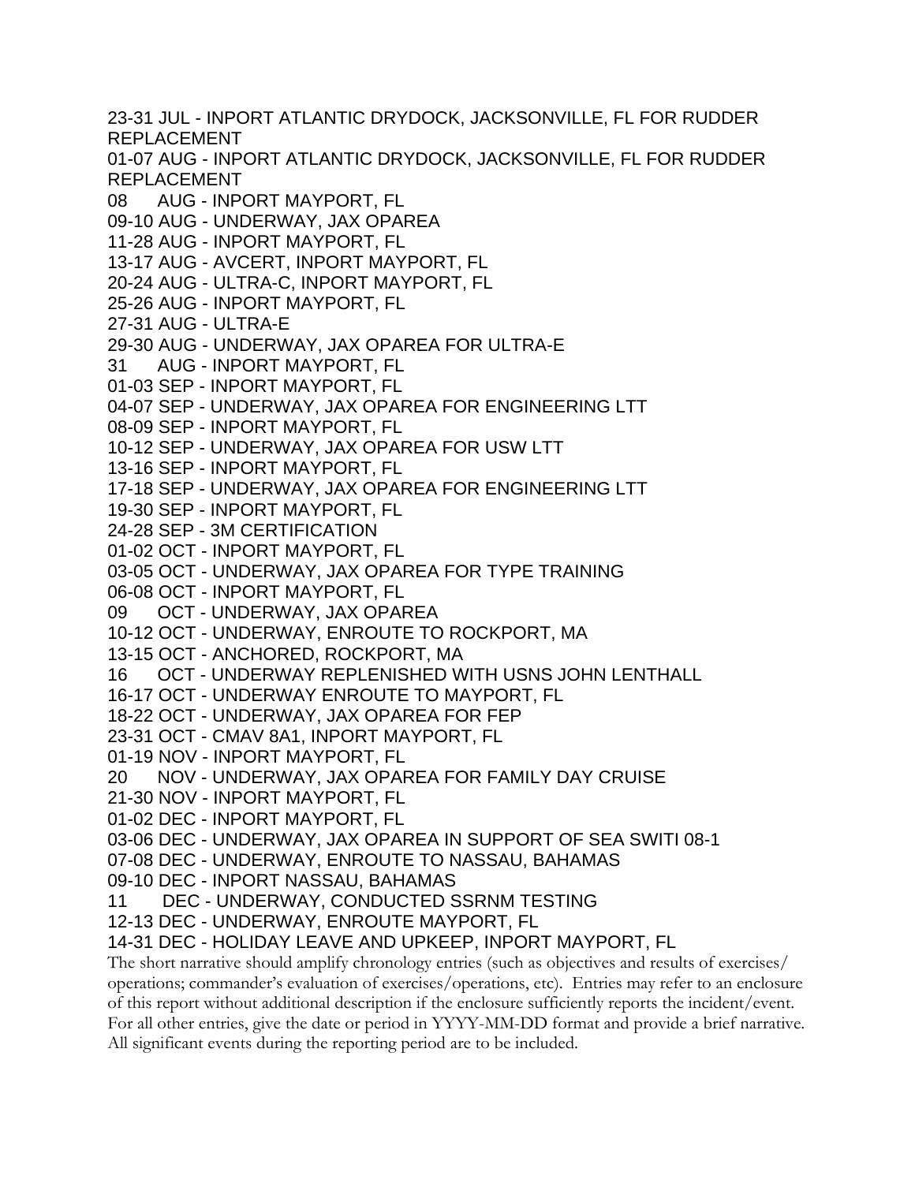23-31 JUL - INPORT ATLANTIC DRYDOCK, JACKSONVILLE, FL FOR RUDDER REPLACEMENT
01-07 AUG - INPORT ATLANTIC DRYDOCK, JACKSONVILLE, FL FOR RUDDER REPLACEMENT
08 AUG - INPORT MAYPORT, FL
09-10 AUG - UNDERWAY, JAX OPAREA
11-28 AUG - INPORT MAYPORT, FL
13-17 AUG - AVCERT, INPORT MAYPORT, FL
20-24 AUG - ULTRA-C, INPORT MAYPORT, FL
25-26 AUG - INPORT MAYPORT, FL
27-31 AUG - ULTRA-E
29-30 AUG - UNDERWAY, JAX OPAREA FOR ULTRA-E
31 AUG - INPORT MAYPORT, FL
01-03 SEP - INPORT MAYPORT, FL
04-07 SEP - UNDERWAY, JAX OPAREA FOR ENGINEERING LTT
08-09 SEP - INPORT MAYPORT, FL
10-12 SEP - UNDERWAY, JAX OPAREA FOR USW LTT
13-16 SEP - INPORT MAYPORT, FL
17-18 SEP - UNDERWAY, JAX OPAREA FOR ENGINEERING LTT
19-30 SEP - INPORT MAYPORT, FL
24-28 SEP - 3M CERTIFICATION
01-02 OCT - INPORT MAYPORT, FL
03-05 OCT - UNDERWAY, JAX OPAREA FOR TYPE TRAINING
06-08 OCT - INPORT MAYPORT, FL
09 OCT - UNDERWAY, JAX OPAREA
10-12 OCT - UNDERWAY, ENROUTE TO ROCKPORT, MA
13-15 OCT - ANCHORED, ROCKPORT, MA
16 OCT - UNDERWAY REPLENISHED WITH USNS JOHN LENTHALL
16-17 OCT - UNDERWAY ENROUTE TO MAYPORT, FL
18-22 OCT - UNDERWAY, JAX OPAREA FOR FEP
23-31 OCT - CMAV 8A1, INPORT MAYPORT, FL
01-19 NOV - INPORT MAYPORT, FL
20 NOV - UNDERWAY, JAX OPAREA FOR FAMILY DAY CRUISE
21-30 NOV - INPORT MAYPORT, FL
01-02 DEC - INPORT MAYPORT, FL
03-06 DEC - UNDERWAY, JAX OPAREA IN SUPPORT OF SEA SWITI 08-1
07-08 DEC - UNDERWAY, ENROUTE TO NASSAU, BAHAMAS
09-10 DEC - INPORT NASSAU, BAHAMAS
11 DEC - UNDERWAY, CONDUCTED SSRNM TESTING
12-13 DEC - UNDERWAY, ENROUTE MAYPORT, FL
14-31 DEC - HOLIDAY LEAVE AND UPKEEP, INPORT MAYPORT, FL

The short narrative should amplify chronology entries (such as objectives and results of exercises/ operations; commander's evaluation of exercises/operations, etc). Entries may refer to an enclosure of this report without additional description if the enclosure sufficiently reports the incident/event. For all other entries, give the date or period in YYYY-MM-DD format and provide a brief narrative. All significant events during the reporting period are to be included.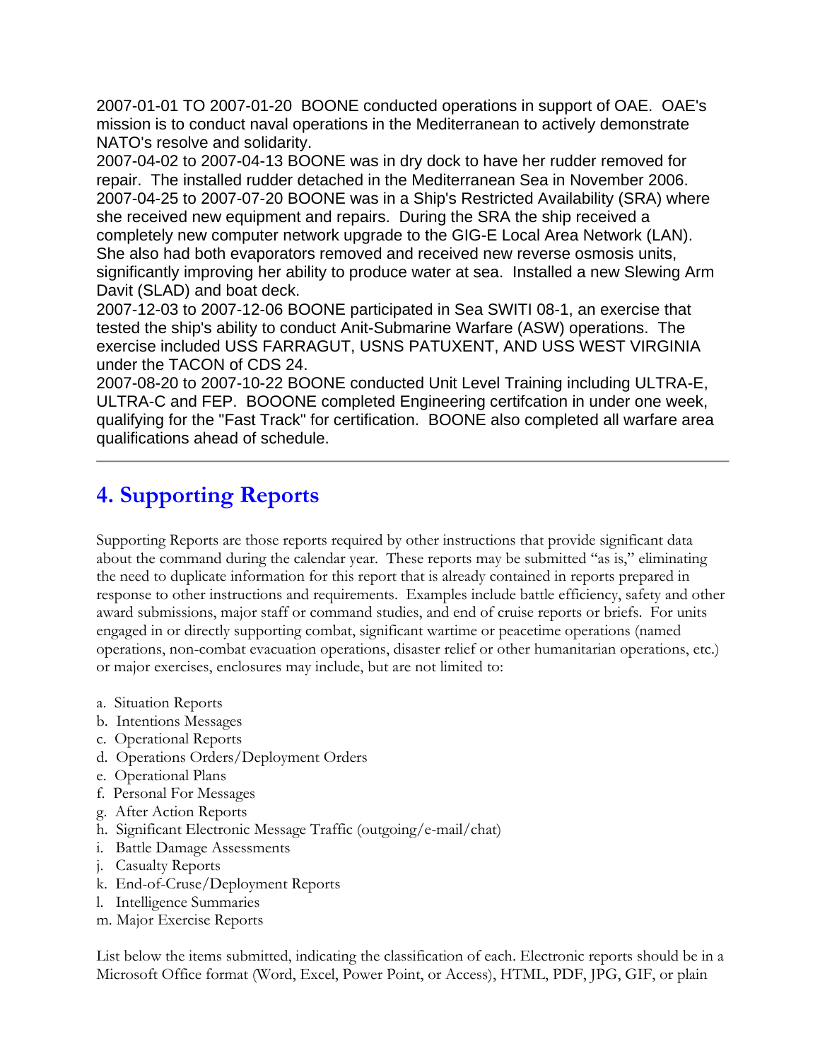2007-01-01 TO 2007-01-20 BOONE conducted operations in support of OAE. OAE's mission is to conduct naval operations in the Mediterranean to actively demonstrate NATO's resolve and solidarity.
2007-04-02 to 2007-04-13 BOONE was in dry dock to have her rudder removed for repair. The installed rudder detached in the Mediterranean Sea in November 2006.
2007-04-25 to 2007-07-20 BOONE was in a Ship's Restricted Availability (SRA) where she received new equipment and repairs. During the SRA the ship received a completely new computer network upgrade to the GIG-E Local Area Network (LAN). She also had both evaporators removed and received new reverse osmosis units, significantly improving her ability to produce water at sea. Installed a new Slewing Arm Davit (SLAD) and boat deck.
2007-12-03 to 2007-12-06 BOONE participated in Sea SWITI 08-1, an exercise that tested the ship's ability to conduct Anit-Submarine Warfare (ASW) operations. The exercise included USS FARRAGUT, USNS PATUXENT, AND USS WEST VIRGINIA under the TACON of CDS 24.
2007-08-20 to 2007-10-22 BOONE conducted Unit Level Training including ULTRA-E, ULTRA-C and FEP. BOOONE completed Engineering certifcation in under one week, qualifying for the "Fast Track" for certification. BOONE also completed all warfare area qualifications ahead of schedule.

---

## 4. Supporting Reports

Supporting Reports are those reports required by other instructions that provide significant data about the command during the calendar year. These reports may be submitted "as is," eliminating the need to duplicate information for this report that is already contained in reports prepared in response to other instructions and requirements. Examples include battle efficiency, safety and other award submissions, major staff or command studies, and end of cruise reports or briefs. For units engaged in or directly supporting combat, significant wartime or peacetime operations (named operations, non-combat evacuation operations, disaster relief or other humanitarian operations, etc.) or major exercises, enclosures may include, but are not limited to:

a. Situation Reports
b. Intentions Messages
c. Operational Reports
d. Operations Orders/Deployment Orders
e. Operational Plans
f. Personal For Messages
g. After Action Reports
h. Significant Electronic Message Traffic (outgoing/e-mail/chat)
i. Battle Damage Assessments
j. Casualty Reports
k. End-of-Cruse/Deployment Reports
l. Intelligence Summaries
m. Major Exercise Reports

List below the items submitted, indicating the classification of each. Electronic reports should be in a Microsoft Office format (Word, Excel, Power Point, or Access), HTML, PDF, JPG, GIF, or plain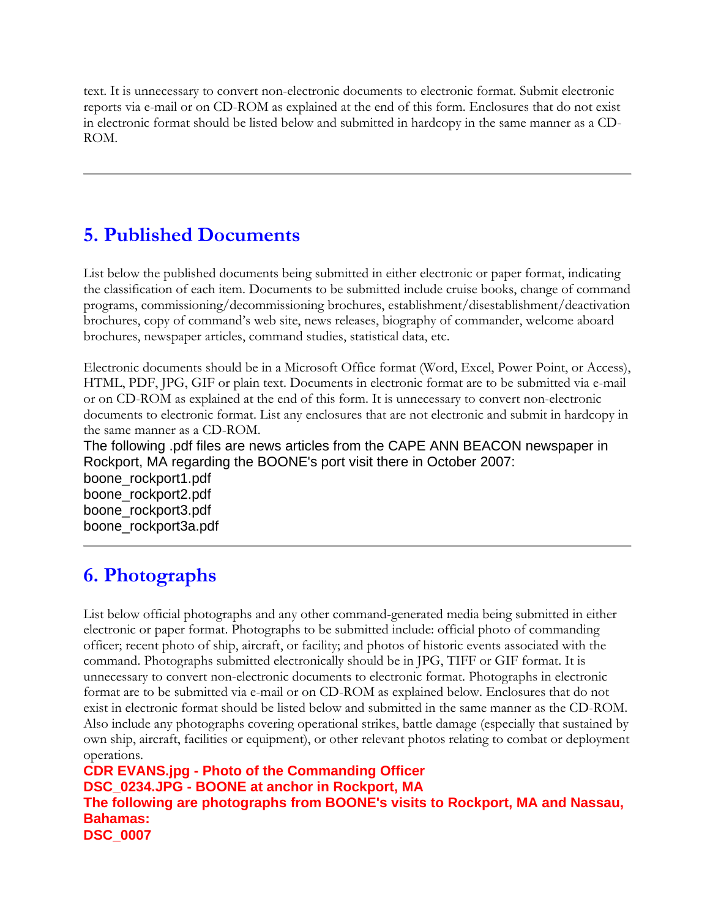text. It is unnecessary to convert non-electronic documents to electronic format. Submit electronic reports via e-mail or on CD-ROM as explained at the end of this form. Enclosures that do not exist in electronic format should be listed below and submitted in hardcopy in the same manner as a CD-ROM.

---

## 5. Published Documents

List below the published documents being submitted in either electronic or paper format, indicating the classification of each item. Documents to be submitted include cruise books, change of command programs, commissioning/decommissioning brochures, establishment/disestablishment/deactivation brochures, copy of command's web site, news releases, biography of commander, welcome aboard brochures, newspaper articles, command studies, statistical data, etc.

Electronic documents should be in a Microsoft Office format (Word, Excel, Power Point, or Access), HTML, PDF, JPG, GIF or plain text. Documents in electronic format are to be submitted via e-mail or on CD-ROM as explained at the end of this form. It is unnecessary to convert non-electronic documents to electronic format. List any enclosures that are not electronic and submit in hardcopy in the same manner as a CD-ROM.

The following .pdf files are news articles from the CAPE ANN BEACON newspaper in Rockport, MA regarding the BOONE's port visit there in October 2007:
boone_rockport1.pdf
boone_rockport2.pdf
boone_rockport3.pdf
boone_rockport3a.pdf

---

## 6. Photographs

List below official photographs and any other command-generated media being submitted in either electronic or paper format. Photographs to be submitted include: official photo of commanding officer; recent photo of ship, aircraft, or facility; and photos of historic events associated with the command. Photographs submitted electronically should be in JPG, TIFF or GIF format. It is unnecessary to convert non-electronic documents to electronic format. Photographs in electronic format are to be submitted via e-mail or on CD-ROM as explained below. Enclosures that do not exist in electronic format should be listed below and submitted in the same manner as the CD-ROM. Also include any photographs covering operational strikes, battle damage (especially that sustained by own ship, aircraft, facilities or equipment), or other relevant photos relating to combat or deployment operations.

**CDR EVANS.jpg - Photo of the Commanding Officer**
**DSC_0234.JPG - BOONE at anchor in Rockport, MA**
**The following are photographs from BOONE's visits to Rockport, MA and Nassau, Bahamas:**
**DSC_0007**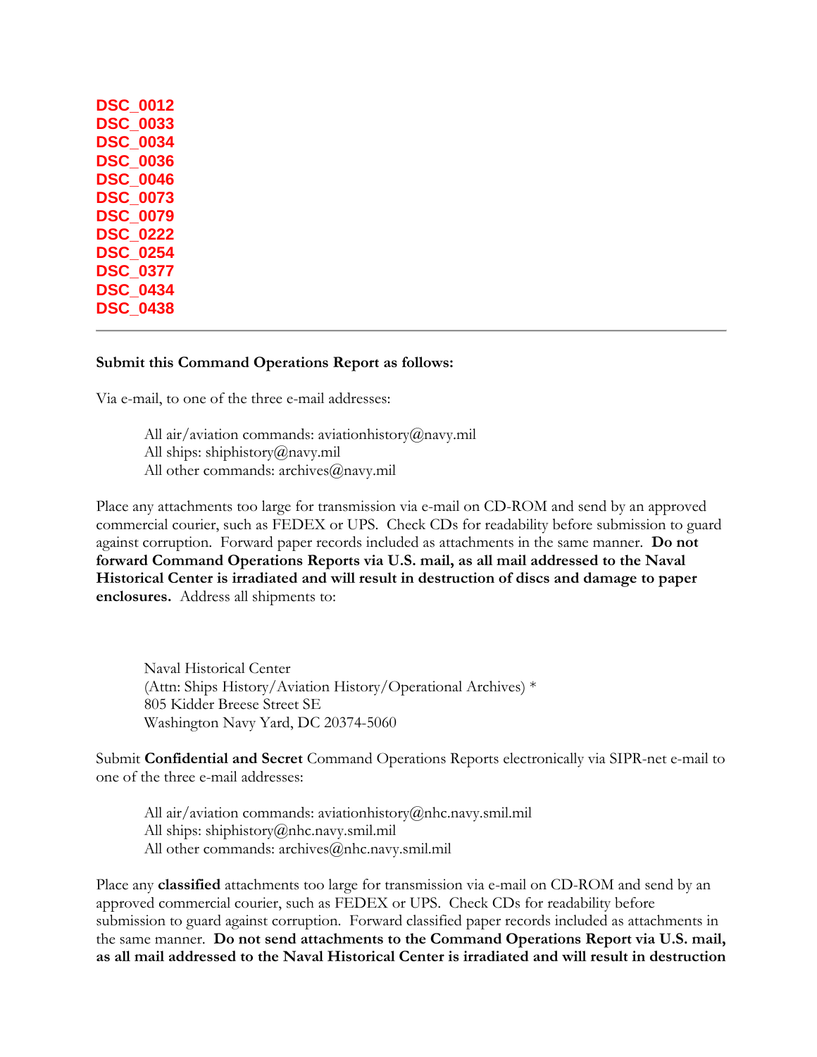**DSC_0012**
**DSC_0033**
**DSC_0034**
**DSC_0036**
**DSC_0046**
**DSC_0073**
**DSC_0079**
**DSC_0222**
**DSC_0254**
**DSC_0377**
**DSC_0434**
**DSC_0438**

---

**Submit this Command Operations Report as follows:**

Via e-mail, to one of the three e-mail addresses:

> All air/aviation commands: aviationhistory@navy.mil
> All ships: shiphistory@navy.mil
> All other commands: archives@navy.mil

Place any attachments too large for transmission via e-mail on CD-ROM and send by an approved commercial courier, such as FEDEX or UPS. Check CDs for readability before submission to guard against corruption. Forward paper records included as attachments in the same manner. **Do not forward Command Operations Reports via U.S. mail, as all mail addressed to the Naval Historical Center is irradiated and will result in destruction of discs and damage to paper enclosures.** Address all shipments to:

> Naval Historical Center
> (Attn: Ships History/Aviation History/Operational Archives) *
> 805 Kidder Breese Street SE
> Washington Navy Yard, DC 20374-5060

Submit **Confidential and Secret** Command Operations Reports electronically via SIPR-net e-mail to one of the three e-mail addresses:

> All air/aviation commands: aviationhistory@nhc.navy.smil.mil
> All ships: shiphistory@nhc.navy.smil.mil
> All other commands: archives@nhc.navy.smil.mil

Place any **classified** attachments too large for transmission via e-mail on CD-ROM and send by an approved commercial courier, such as FEDEX or UPS. Check CDs for readability before submission to guard against corruption. Forward classified paper records included as attachments in the same manner. **Do not send attachments to the Command Operations Report via U.S. mail, as all mail addressed to the Naval Historical Center is irradiated and will result in destruction**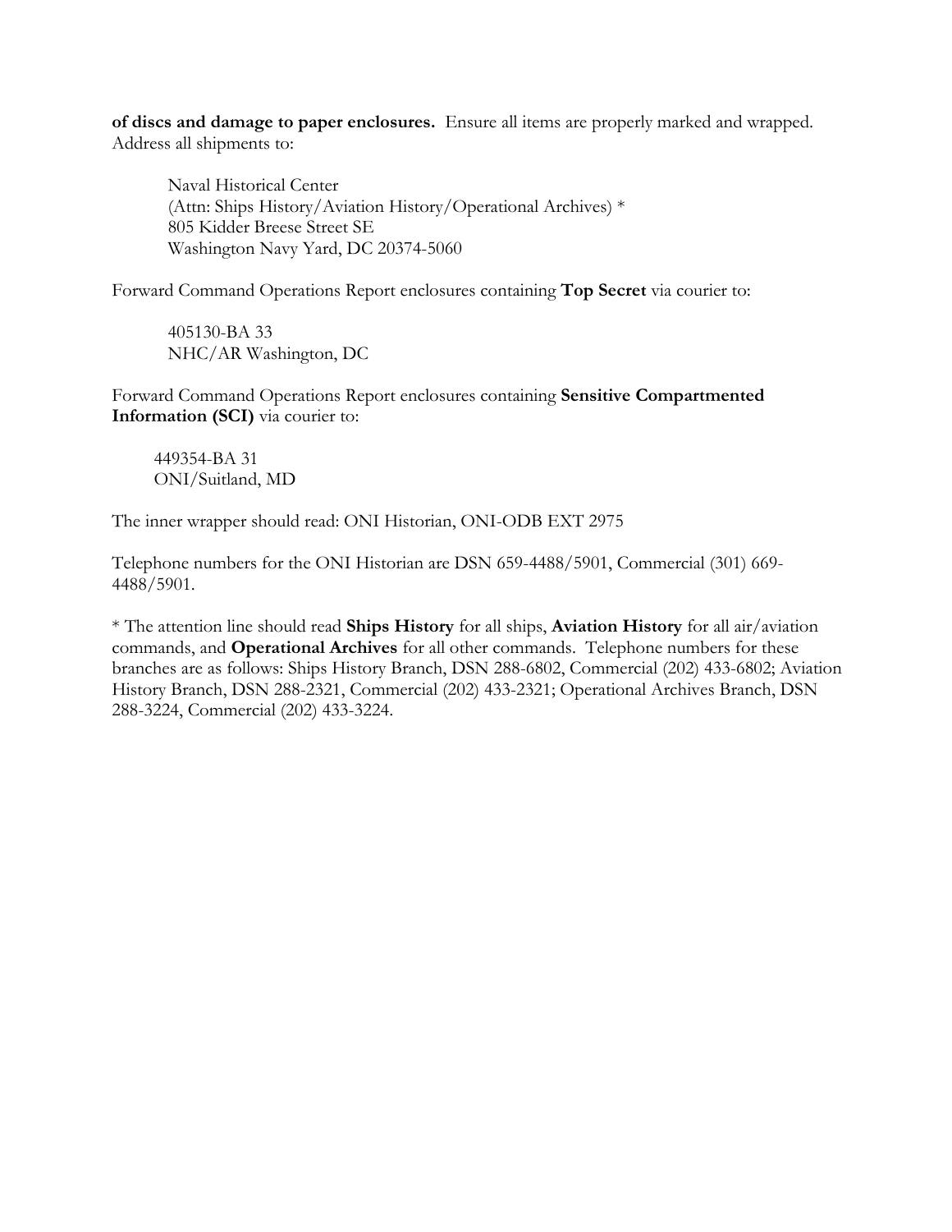**of discs and damage to paper enclosures.** Ensure all items are properly marked and wrapped. Address all shipments to:

Naval Historical Center
(Attn: Ships History/Aviation History/Operational Archives) *
805 Kidder Breese Street SE
Washington Navy Yard, DC 20374-5060

Forward Command Operations Report enclosures containing **Top Secret** via courier to:

405130-BA 33
NHC/AR Washington, DC

Forward Command Operations Report enclosures containing **Sensitive Compartmented Information (SCI)** via courier to:

449354-BA 31
ONI/Suitland, MD

The inner wrapper should read: ONI Historian, ONI-ODB EXT 2975

Telephone numbers for the ONI Historian are DSN 659-4488/5901, Commercial (301) 669-4488/5901.

* The attention line should read **Ships History** for all ships, **Aviation History** for all air/aviation commands, and **Operational Archives** for all other commands. Telephone numbers for these branches are as follows: Ships History Branch, DSN 288-6802, Commercial (202) 433-6802; Aviation History Branch, DSN 288-2321, Commercial (202) 433-2321; Operational Archives Branch, DSN 288-3224, Commercial (202) 433-3224.